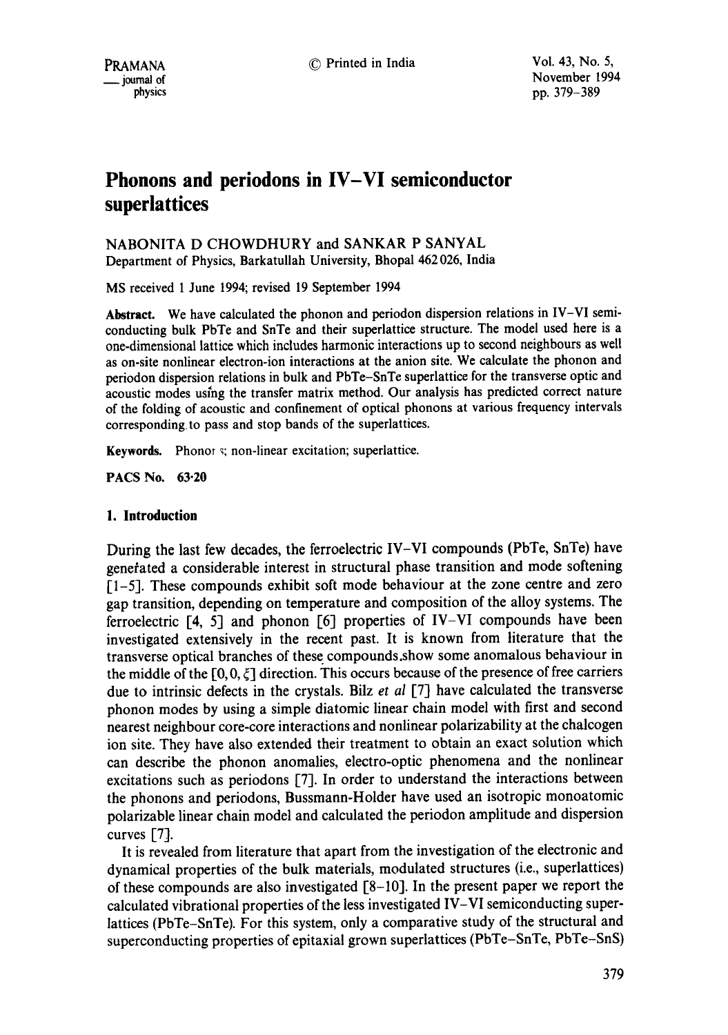# Phonons and periodons in IV–VI semiconductor superlattices

NABONITA D CHOWDHURY and SANKAR P SANYAL
Department of Physics, Barkatullah University, Bhopal 462 026, India

MS received 1 June 1994; revised 19 September 1994

**Abstract.** We have calculated the phonon and periodon dispersion relations in IV–VI semiconducting bulk PbTe and SnTe and their superlattice structure. The model used here is a one-dimensional lattice which includes harmonic interactions up to second neighbours as well as on-site nonlinear electron-ion interactions at the anion site. We calculate the phonon and periodon dispersion relations in bulk and PbTe–SnTe superlattice for the transverse optic and acoustic modes using the transfer matrix method. Our analysis has predicted correct nature of the folding of acoustic and confinement of optical phonons at various frequency intervals corresponding to pass and stop bands of the superlattices.

**Keywords.** Phonons; non-linear excitation; superlattice.

**PACS No.** 63·20

## 1. Introduction

During the last few decades, the ferroelectric IV–VI compounds (PbTe, SnTe) have generated a considerable interest in structural phase transition and mode softening [1–5]. These compounds exhibit soft mode behaviour at the zone centre and zero gap transition, depending on temperature and composition of the alloy systems. The ferroelectric [4, 5] and phonon [6] properties of IV–VI compounds have been investigated extensively in the recent past. It is known from literature that the transverse optical branches of these compounds show some anomalous behaviour in the middle of the $[0, 0, \xi]$ direction. This occurs because of the presence of free carriers due to intrinsic defects in the crystals. Bilz *et al* [7] have calculated the transverse phonon modes by using a simple diatomic linear chain model with first and second nearest neighbour core-core interactions and nonlinear polarizability at the chalcogen ion site. They have also extended their treatment to obtain an exact solution which can describe the phonon anomalies, electro-optic phenomena and the nonlinear excitations such as periodons [7]. In order to understand the interactions between the phonons and periodons, Bussmann-Holder have used an isotropic monoatomic polarizable linear chain model and calculated the periodon amplitude and dispersion curves [7].

It is revealed from literature that apart from the investigation of the electronic and dynamical properties of the bulk materials, modulated structures (i.e., superlattices) of these compounds are also investigated [8–10]. In the present paper we report the calculated vibrational properties of the less investigated IV–VI semiconducting superlattices (PbTe–SnTe). For this system, only a comparative study of the structural and superconducting properties of epitaxial grown superlattices (PbTe–SnTe, PbTe–SnS)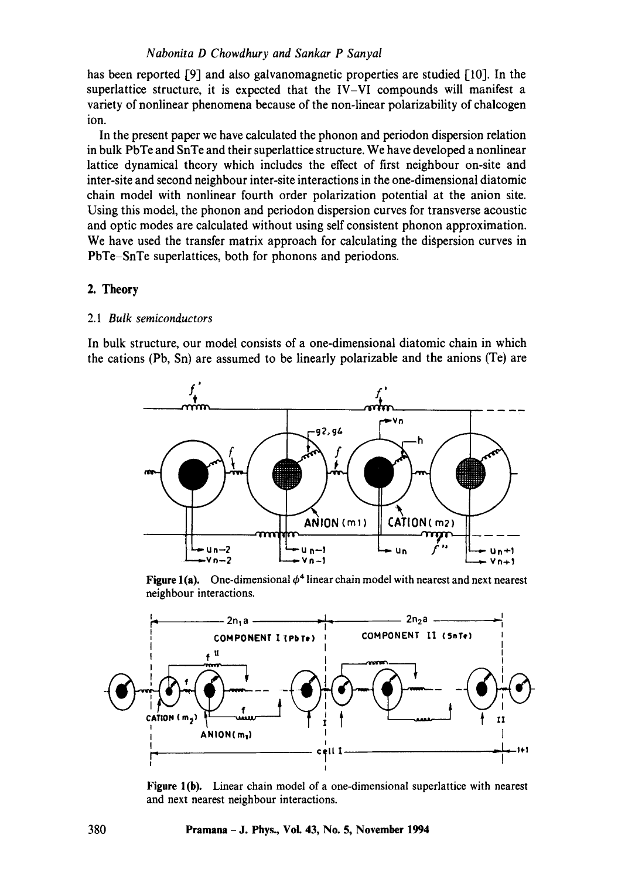has been reported [9] and also galvanomagnetic properties are studied [10]. In the superlattice structure, it is expected that the IV–VI compounds will manifest a variety of nonlinear phenomena because of the non-linear polarizability of chalcogen ion.

In the present paper we have calculated the phonon and periodon dispersion relation in bulk PbTe and SnTe and their superlattice structure. We have developed a nonlinear lattice dynamical theory which includes the effect of first neighbour on-site and inter-site and second neighbour inter-site interactions in the one-dimensional diatomic chain model with nonlinear fourth order polarization potential at the anion site. Using this model, the phonon and periodon dispersion curves for transverse acoustic and optic modes are calculated without using self consistent phonon approximation. We have used the transfer matrix approach for calculating the dispersion curves in PbTe–SnTe superlattices, both for phonons and periodons.

## 2. Theory

### 2.1 *Bulk semiconductors*

In bulk structure, our model consists of a one-dimensional diatomic chain in which the cations (Pb, Sn) are assumed to be linearly polarizable and the anions (Te) are

**Figure 1(a).** One-dimensional $\phi^4$ linear chain model with nearest and next nearest neighbour interactions.

**Figure 1(b).** Linear chain model of a one-dimensional superlattice with nearest and next nearest neighbour interactions.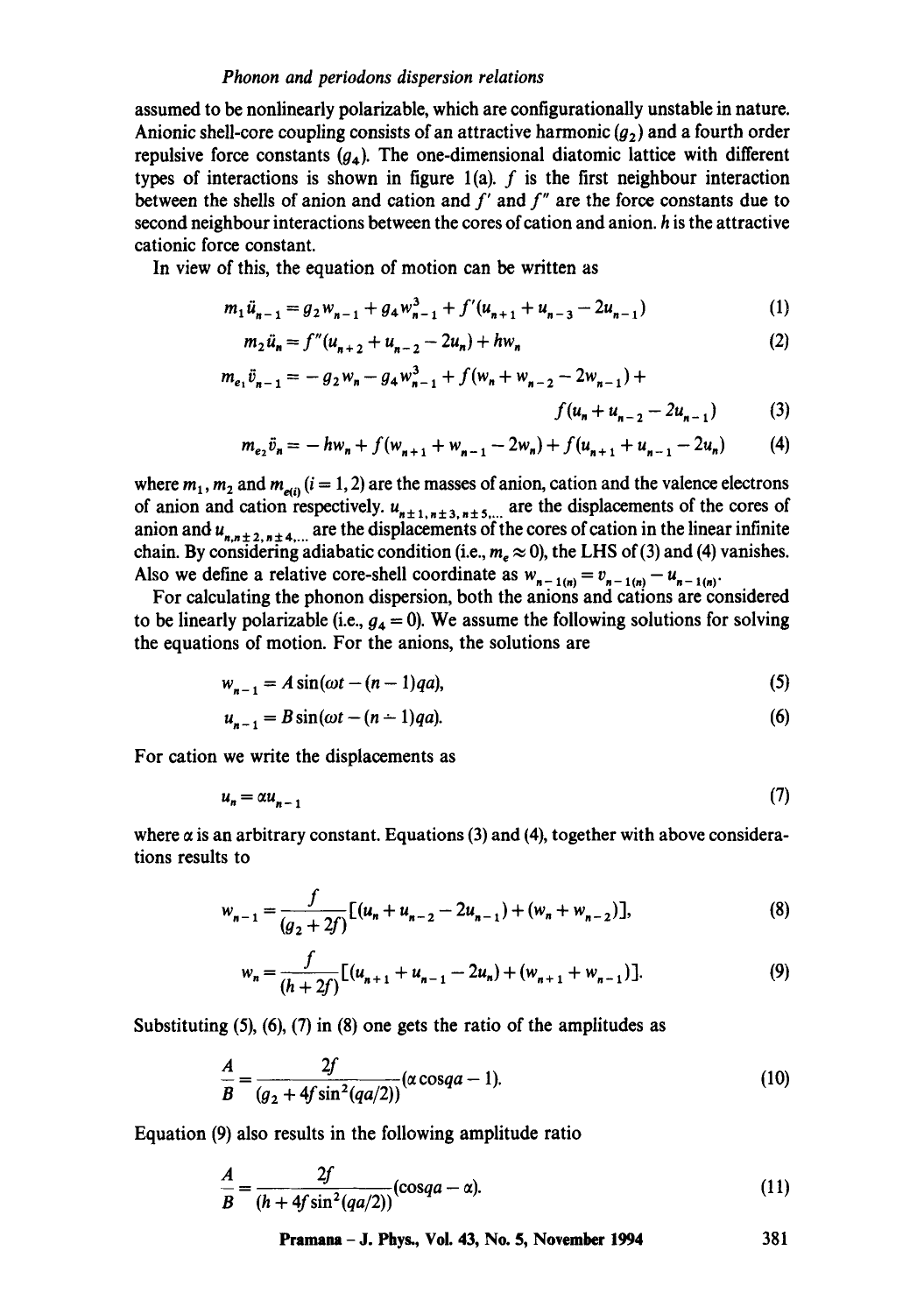assumed to be nonlinearly polarizable, which are configurationally unstable in nature. Anionic shell-core coupling consists of an attractive harmonic ($g_2$) and a fourth order repulsive force constants ($g_4$). The one-dimensional diatomic lattice with different types of interactions is shown in figure 1(a). $f$ is the first neighbour interaction between the shells of anion and cation and $f'$ and $f''$ are the force constants due to second neighbour interactions between the cores of cation and anion. $h$ is the attractive cationic force constant.

In view of this, the equation of motion can be written as

$$m_1 \ddot{u}_{n-1} = g_2 w_{n-1} + g_4 w_{n-1}^3 + f'(u_{n+1} + u_{n-3} - 2u_{n-1}) \tag{1}$$

$$m_2 \ddot{u}_n = f''(u_{n+2} + u_{n-2} - 2u_n) + h w_n \tag{2}$$

$$m_{e_1} \ddot{v}_{n-1} = -g_2 w_n - g_4 w_{n-1}^3 + f(w_n + w_{n-2} - 2w_{n-1}) + f(u_n + u_{n-2} - 2u_{n-1}) \tag{3}$$

$$m_{e_2} \ddot{v}_n = -h w_n + f(w_{n+1} + w_{n-1} - 2w_n) + f(u_{n+1} + u_{n-1} - 2u_n) \tag{4}$$

where $m_1, m_2$ and $m_{e(i)}$ $(i = 1, 2)$ are the masses of anion, cation and the valence electrons of anion and cation respectively. $u_{n\pm 1, n\pm 3, n\pm 5, \ldots}$ are the displacements of the cores of anion and $u_{n, n\pm 2, n\pm 4, \ldots}$ are the displacements of the cores of cation in the linear infinite chain. By considering adiabatic condition (i.e., $m_e \approx 0$), the LHS of (3) and (4) vanishes. Also we define a relative core-shell coordinate as $w_{n-1(n)} = v_{n-1(n)} - u_{n-1(n)}$.

For calculating the phonon dispersion, both the anions and cations are considered to be linearly polarizable (i.e., $g_4 = 0$). We assume the following solutions for solving the equations of motion. For the anions, the solutions are

$$w_{n-1} = A \sin(\omega t - (n-1)qa), \tag{5}$$

$$u_{n-1} = B \sin(\omega t - (n-1)qa). \tag{6}$$

For cation we write the displacements as

$$u_n = \alpha u_{n-1} \tag{7}$$

where $\alpha$ is an arbitrary constant. Equations (3) and (4), together with above considerations results to

$$w_{n-1} = \frac{f}{(g_2 + 2f)}[(u_n + u_{n-2} - 2u_{n-1}) + (w_n + w_{n-2})], \tag{8}$$

$$w_n = \frac{f}{(h + 2f)}[(u_{n+1} + u_{n-1} - 2u_n) + (w_{n+1} + w_{n-1})]. \tag{9}$$

Substituting (5), (6), (7) in (8) one gets the ratio of the amplitudes as

$$\frac{A}{B} = \frac{2f}{(g_2 + 4f\sin^2(qa/2))}(\alpha \cos qa - 1). \tag{10}$$

Equation (9) also results in the following amplitude ratio

$$\frac{A}{B} = \frac{2f}{(h + 4f\sin^2(qa/2))}(\cos qa - \alpha). \tag{11}$$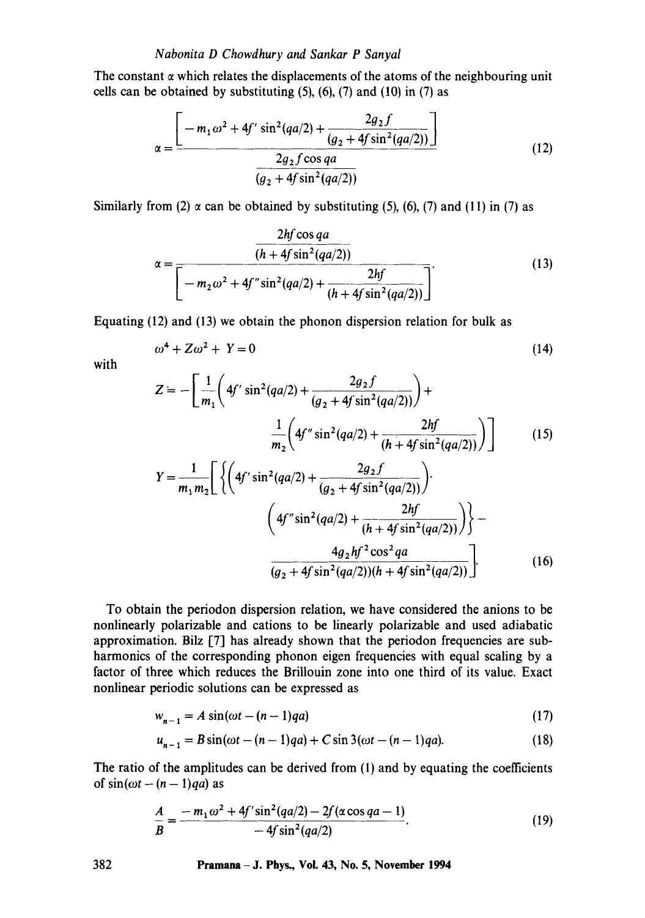The constant $\alpha$ which relates the displacements of the atoms of the neighbouring unit cells can be obtained by substituting (5), (6), (7) and (10) in (7) as

$$\alpha = \frac{\left[ -m_1\omega^2 + 4f'\sin^2(qa/2) + \dfrac{2g_2 f}{(g_2 + 4f\sin^2(qa/2))} \right]}{\dfrac{2g_2 f\cos qa}{(g_2 + 4f\sin^2(qa/2))}} \tag{12}$$

Similarly from (2) $\alpha$ can be obtained by substituting (5), (6), (7) and (11) in (7) as

$$\alpha = \frac{\dfrac{2hf\cos qa}{(h + 4f\sin^2(qa/2))}}{\left[ -m_2\omega^2 + 4f''\sin^2(qa/2) + \dfrac{2hf}{(h + 4f\sin^2(qa/2))} \right]}. \tag{13}$$

Equating (12) and (13) we obtain the phonon dispersion relation for bulk as

$$\omega^4 + Z\omega^2 + Y = 0 \tag{14}$$

with

$$Z = -\left[ \frac{1}{m_1}\left( 4f'\sin^2(qa/2) + \frac{2g_2 f}{(g_2 + 4f\sin^2(qa/2))} \right) + \frac{1}{m_2}\left( 4f''\sin^2(qa/2) + \frac{2hf}{(h + 4f\sin^2(qa/2))} \right) \right] \tag{15}$$

$$Y = \frac{1}{m_1 m_2}\left[ \left\{ \left( 4f'\sin^2(qa/2) + \frac{2g_2 f}{(g_2 + 4f\sin^2(qa/2))} \right) \cdot \left( 4f''\sin^2(qa/2) + \frac{2hf}{(h + 4f\sin^2(qa/2))} \right) \right\} - \frac{4g_2 h f^2\cos^2 qa}{(g_2 + 4f\sin^2(qa/2))(h + 4f\sin^2(qa/2))} \right]. \tag{16}$$

To obtain the periodon dispersion relation, we have considered the anions to be nonlinearly polarizable and cations to be linearly polarizable and used adiabatic approximation. Bilz [7] has already shown that the periodon frequencies are subharmonics of the corresponding phonon eigen frequencies with equal scaling by a factor of three which reduces the Brillouin zone into one third of its value. Exact nonlinear periodic solutions can be expressed as

$$w_{n-1} = A\sin(\omega t - (n-1)qa) \tag{17}$$

$$u_{n-1} = B\sin(\omega t - (n-1)qa) + C\sin 3(\omega t - (n-1)qa). \tag{18}$$

The ratio of the amplitudes can be derived from (1) and by equating the coefficients of $\sin(\omega t - (n-1)qa)$ as

$$\frac{A}{B} = \frac{-m_1\omega^2 + 4f'\sin^2(qa/2) - 2f(\alpha\cos qa - 1)}{-4f\sin^2(qa/2)}. \tag{19}$$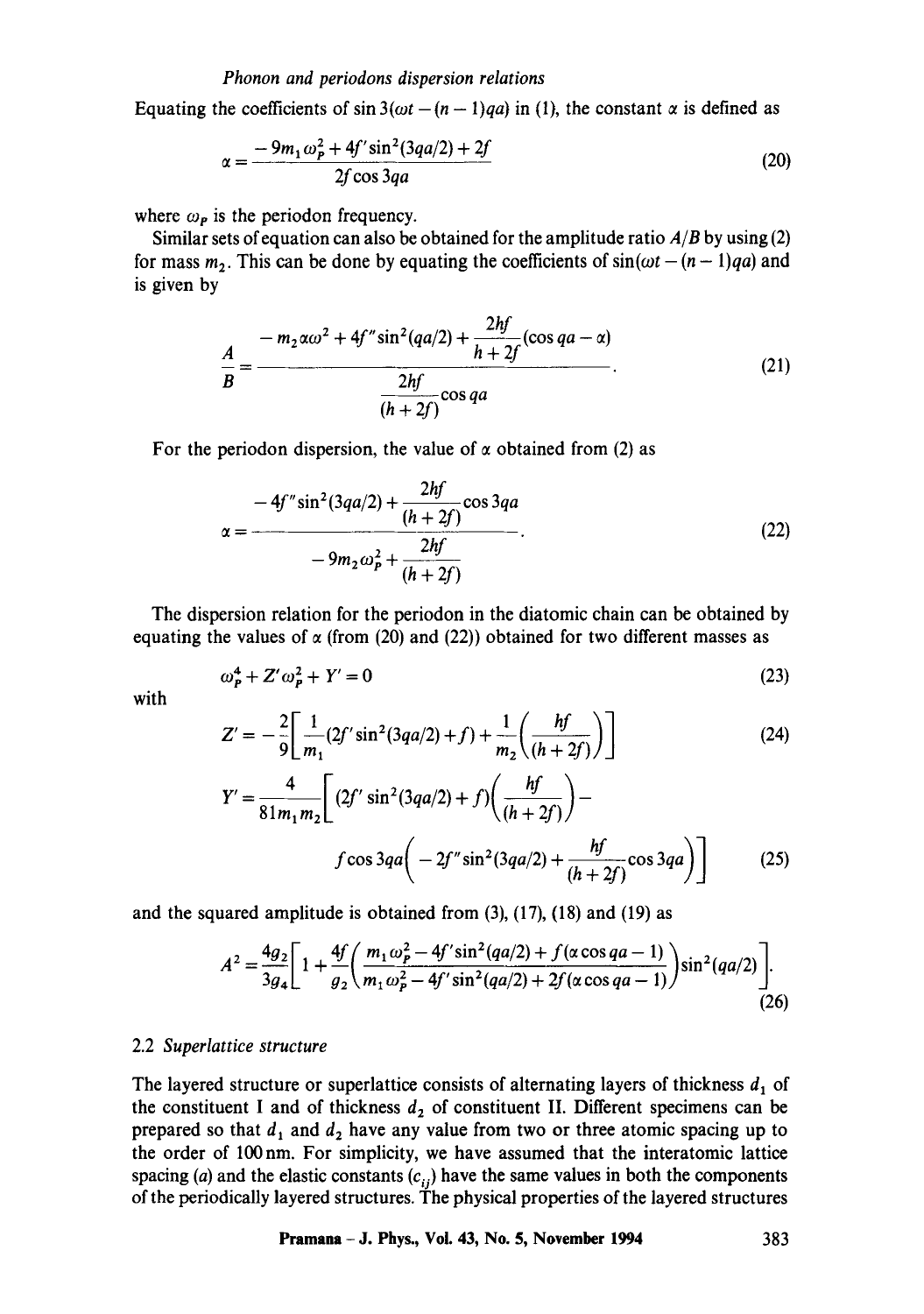Equating the coefficients of $\sin 3(\omega t - (n-1)qa)$ in (1), the constant $\alpha$ is defined as

$$\alpha = \frac{-9m_1\omega_P^2 + 4f'\sin^2(3qa/2) + 2f}{2f\cos 3qa} \tag{20}$$

where $\omega_P$ is the periodon frequency.

Similar sets of equation can also be obtained for the amplitude ratio $A/B$ by using (2) for mass $m_2$. This can be done by equating the coefficients of $\sin(\omega t - (n-1)qa)$ and is given by

$$\frac{A}{B} = \frac{-m_2\alpha\omega^2 + 4f''\sin^2(qa/2) + \dfrac{2hf}{h+2f}(\cos qa - \alpha)}{\dfrac{2hf}{(h+2f)}\cos qa}. \tag{21}$$

For the periodon dispersion, the value of $\alpha$ obtained from (2) as

$$\alpha = \frac{-4f''\sin^2(3qa/2) + \dfrac{2hf}{(h+2f)}\cos 3qa}{-9m_2\omega_P^2 + \dfrac{2hf}{(h+2f)}}. \tag{22}$$

The dispersion relation for the periodon in the diatomic chain can be obtained by equating the values of $\alpha$ (from (20) and (22)) obtained for two different masses as

$$\omega_P^4 + Z'\omega_P^2 + Y' = 0 \tag{23}$$

with

$$Z' = -\frac{2}{9}\left[\frac{1}{m_1}(2f'\sin^2(3qa/2) + f) + \frac{1}{m_2}\left(\frac{hf}{(h+2f)}\right)\right] \tag{24}$$

$$Y' = \frac{4}{81m_1m_2}\left[(2f'\sin^2(3qa/2) + f)\left(\frac{hf}{(h+2f)}\right) - f\cos 3qa\left(-2f''\sin^2(3qa/2) + \frac{hf}{(h+2f)}\cos 3qa\right)\right] \tag{25}$$

and the squared amplitude is obtained from (3), (17), (18) and (19) as

$$A^2 = \frac{4g_2}{3g_4}\left[1 + \frac{4f}{g_2}\left(\frac{m_1\omega_P^2 - 4f'\sin^2(qa/2) + f(\alpha\cos qa - 1)}{m_1\omega_P^2 - 4f'\sin^2(qa/2) + 2f(\alpha\cos qa - 1)}\right)\sin^2(qa/2)\right]. \tag{26}$$

### 2.2 *Superlattice structure*

The layered structure or superlattice consists of alternating layers of thickness $d_1$ of the constituent I and of thickness $d_2$ of constituent II. Different specimens can be prepared so that $d_1$ and $d_2$ have any value from two or three atomic spacing up to the order of 100 nm. For simplicity, we have assumed that the interatomic lattice spacing ($a$) and the elastic constants ($c_{ij}$) have the same values in both the components of the periodically layered structures. The physical properties of the layered structures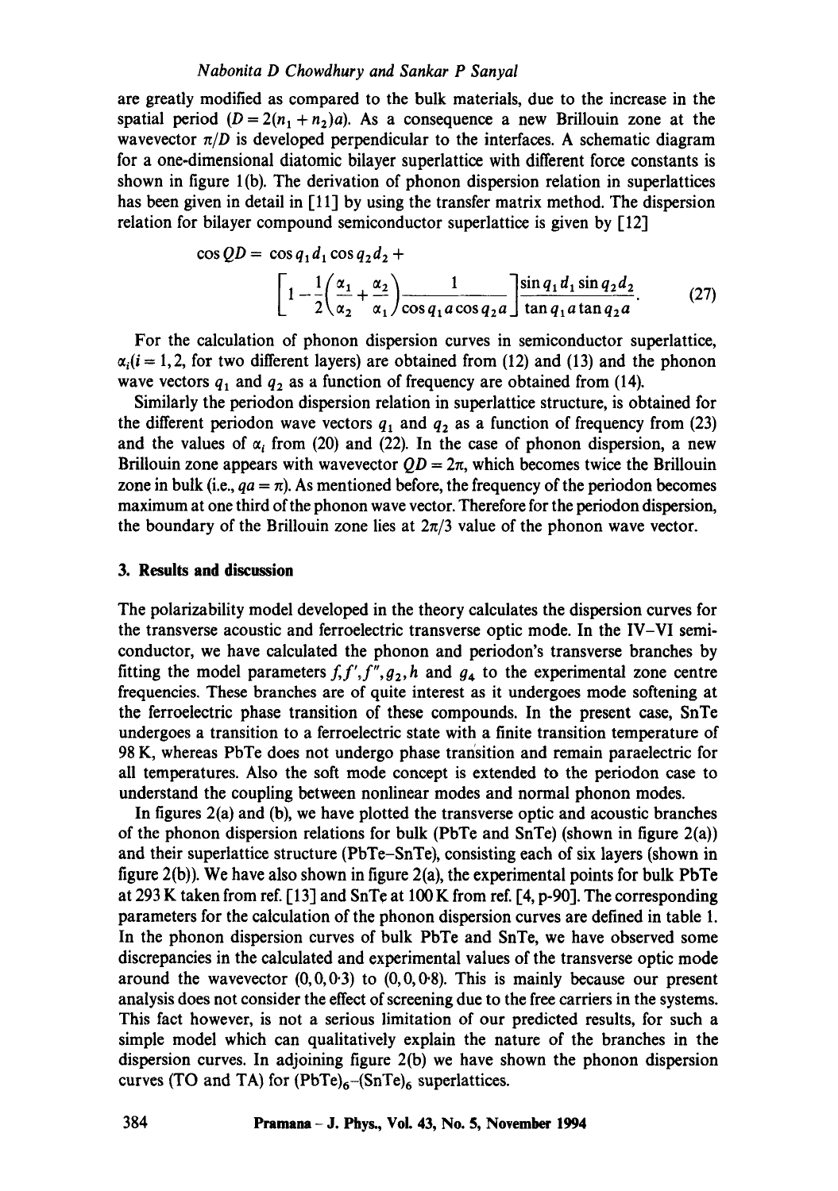are greatly modified as compared to the bulk materials, due to the increase in the spatial period ($D = 2(n_1 + n_2)a$). As a consequence a new Brillouin zone at the wavevector $\pi/D$ is developed perpendicular to the interfaces. A schematic diagram for a one-dimensional diatomic bilayer superlattice with different force constants is shown in figure 1(b). The derivation of phonon dispersion relation in superlattices has been given in detail in [11] by using the transfer matrix method. The dispersion relation for bilayer compound semiconductor superlattice is given by [12]

$$\cos QD = \cos q_1 d_1 \cos q_2 d_2 + \left[1 - \frac{1}{2}\left(\frac{\alpha_1}{\alpha_2} + \frac{\alpha_2}{\alpha_1}\right)\frac{1}{\cos q_1 a \cos q_2 a}\right]\frac{\sin q_1 d_1 \sin q_2 d_2}{\tan q_1 a \tan q_2 a}. \quad (27)$$

For the calculation of phonon dispersion curves in semiconductor superlattice, $\alpha_i (i = 1, 2$, for two different layers) are obtained from (12) and (13) and the phonon wave vectors $q_1$ and $q_2$ as a function of frequency are obtained from (14).

Similarly the periodon dispersion relation in superlattice structure, is obtained for the different periodon wave vectors $q_1$ and $q_2$ as a function of frequency from (23) and the values of $\alpha_i$ from (20) and (22). In the case of phonon dispersion, a new Brillouin zone appears with wavevector $QD = 2\pi$, which becomes twice the Brillouin zone in bulk (i.e., $qa = \pi$). As mentioned before, the frequency of the periodon becomes maximum at one third of the phonon wave vector. Therefore for the periodon dispersion, the boundary of the Brillouin zone lies at $2\pi/3$ value of the phonon wave vector.

## 3. Results and discussion

The polarizability model developed in the theory calculates the dispersion curves for the transverse acoustic and ferroelectric transverse optic mode. In the IV–VI semiconductor, we have calculated the phonon and periodon's transverse branches by fitting the model parameters $f, f', f'', g_2, h$ and $g_4$ to the experimental zone centre frequencies. These branches are of quite interest as it undergoes mode softening at the ferroelectric phase transition of these compounds. In the present case, SnTe undergoes a transition to a ferroelectric state with a finite transition temperature of 98 K, whereas PbTe does not undergo phase transition and remain paraelectric for all temperatures. Also the soft mode concept is extended to the periodon case to understand the coupling between nonlinear modes and normal phonon modes.

In figures 2(a) and (b), we have plotted the transverse optic and acoustic branches of the phonon dispersion relations for bulk (PbTe and SnTe) (shown in figure 2(a)) and their superlattice structure (PbTe–SnTe), consisting each of six layers (shown in figure 2(b)). We have also shown in figure 2(a), the experimental points for bulk PbTe at 293 K taken from ref. [13] and SnTe at 100 K from ref. [4, p-90]. The corresponding parameters for the calculation of the phonon dispersion curves are defined in table 1. In the phonon dispersion curves of bulk PbTe and SnTe, we have observed some discrepancies in the calculated and experimental values of the transverse optic mode around the wavevector (0, 0, 0·3) to (0, 0, 0·8). This is mainly because our present analysis does not consider the effect of screening due to the free carriers in the systems. This fact however, is not a serious limitation of our predicted results, for such a simple model which can qualitatively explain the nature of the branches in the dispersion curves. In adjoining figure 2(b) we have shown the phonon dispersion curves (TO and TA) for $(PbTe)_6$–$(SnTe)_6$ superlattices.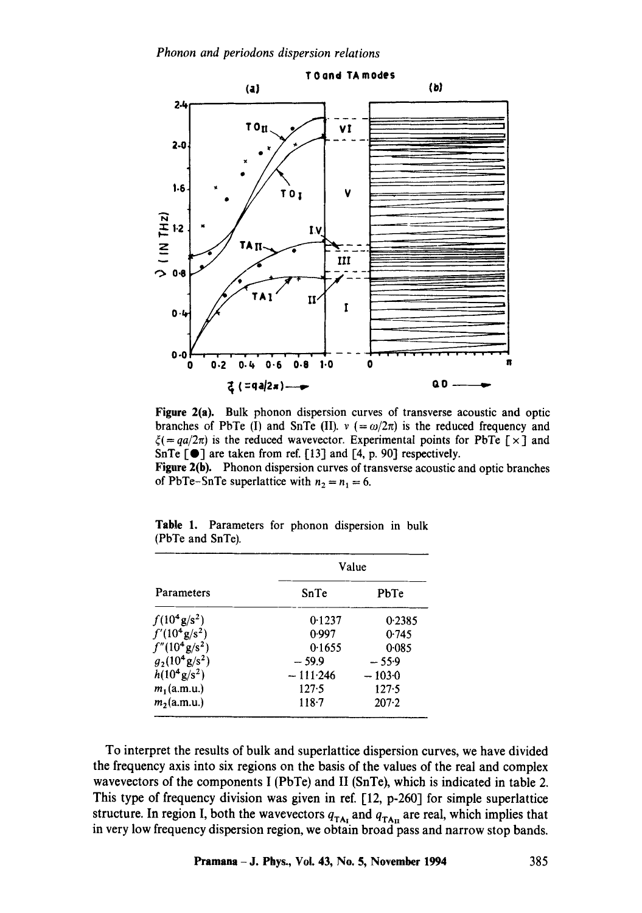Figure 2(a). Bulk phonon dispersion curves of transverse acoustic and optic branches of PbTe (I) and SnTe (II). $\nu$ $(=\omega/2\pi)$ is the reduced frequency and $\xi(=qa/2\pi)$ is the reduced wavevector. Experimental points for PbTe [ × ] and SnTe [ ● ] are taken from ref. [13] and [4, p. 90] respectively.

Figure 2(b). Phonon dispersion curves of transverse acoustic and optic branches of PbTe–SnTe superlattice with $n_2 = n_1 = 6$.

**Table 1.** Parameters for phonon dispersion in bulk (PbTe and SnTe).

| Parameters | Value | |
|---|---|---|
| | SnTe | PbTe |
| $f(10^4 g/s^2)$ | 0·1237 | 0·2385 |
| $f'(10^4 g/s^2)$ | 0·997 | 0·745 |
| $f''(10^4 g/s^2)$ | 0·1655 | 0·085 |
| $g_2(10^4 g/s^2)$ | −59·9 | −55·9 |
| $h(10^4 g/s^2)$ | −111·246 | −103·0 |
| $m_1$(a.m.u.) | 127·5 | 127·5 |
| $m_2$(a.m.u.) | 118·7 | 207·2 |

To interpret the results of bulk and superlattice dispersion curves, we have divided the frequency axis into six regions on the basis of the values of the real and complex wavevectors of the components I (PbTe) and II (SnTe), which is indicated in table 2. This type of frequency division was given in ref. [12, p-260] for simple superlattice structure. In region I, both the wavevectors $q_{TA_I}$ and $q_{TA_{II}}$ are real, which implies that in very low frequency dispersion region, we obtain broad pass and narrow stop bands.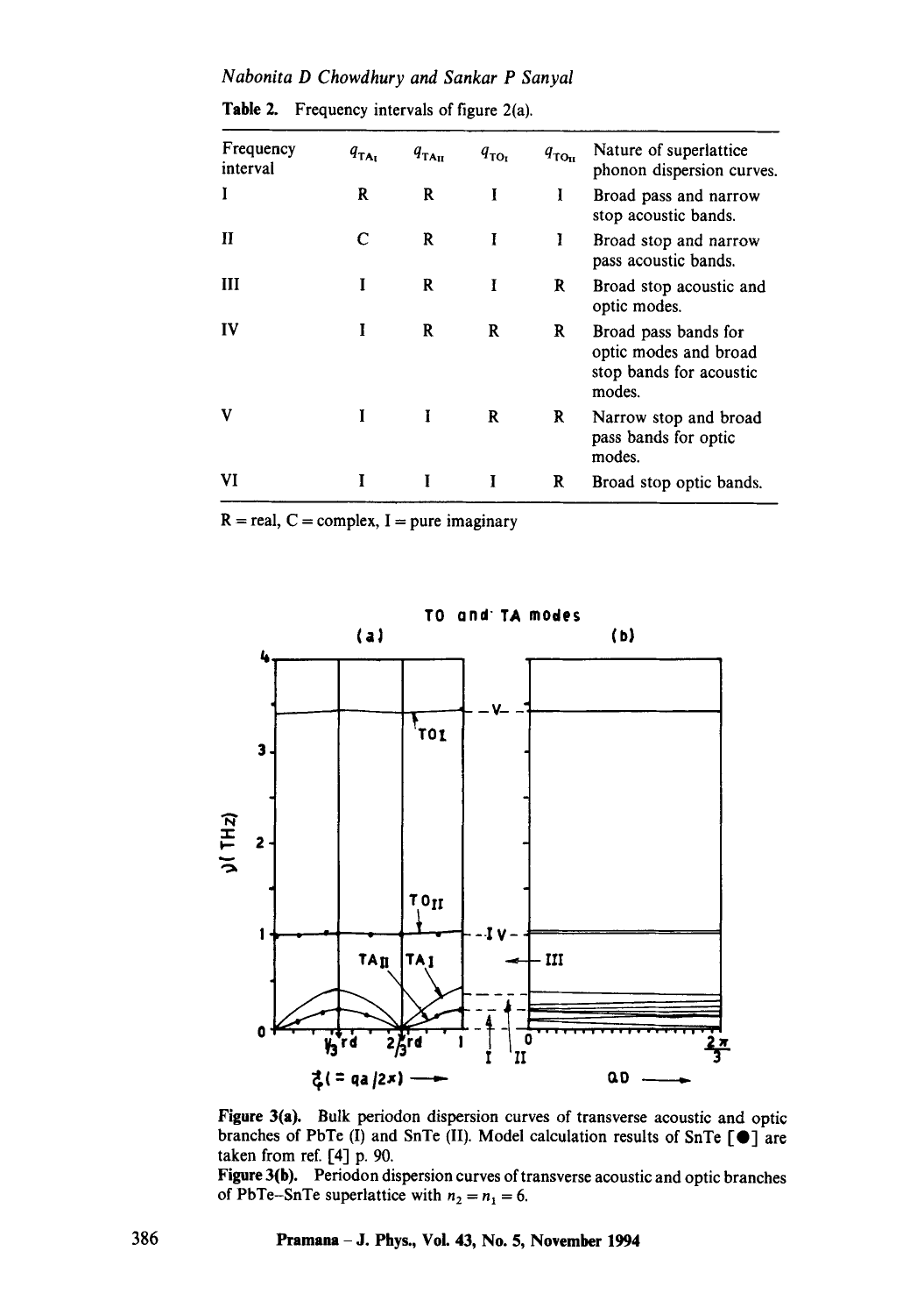Table 2. Frequency intervals of figure 2(a).

| Frequency interval | $q_{TA_I}$ | $q_{TA_{II}}$ | $q_{TO_I}$ | $q_{TO_{II}}$ | Nature of superlattice phonon dispersion curves. |
|---|---|---|---|---|---|
| I | R | R | I | I | Broad pass and narrow stop acoustic bands. |
| II | C | R | I | I | Broad stop and narrow pass acoustic bands. |
| III | I | R | I | R | Broad stop acoustic and optic modes. |
| IV | I | R | R | R | Broad pass bands for optic modes and broad stop bands for acoustic modes. |
| V | I | I | R | R | Narrow stop and broad pass bands for optic modes. |
| VI | I | I | I | R | Broad stop optic bands. |

R = real, C = complex, I = pure imaginary

**Figure 3(a).** Bulk periodon dispersion curves of transverse acoustic and optic branches of PbTe (I) and SnTe (II). Model calculation results of SnTe [●] are taken from ref. [4] p. 90.

**Figure 3(b).** Periodon dispersion curves of transverse acoustic and optic branches of PbTe–SnTe superlattice with $n_2 = n_1 = 6$.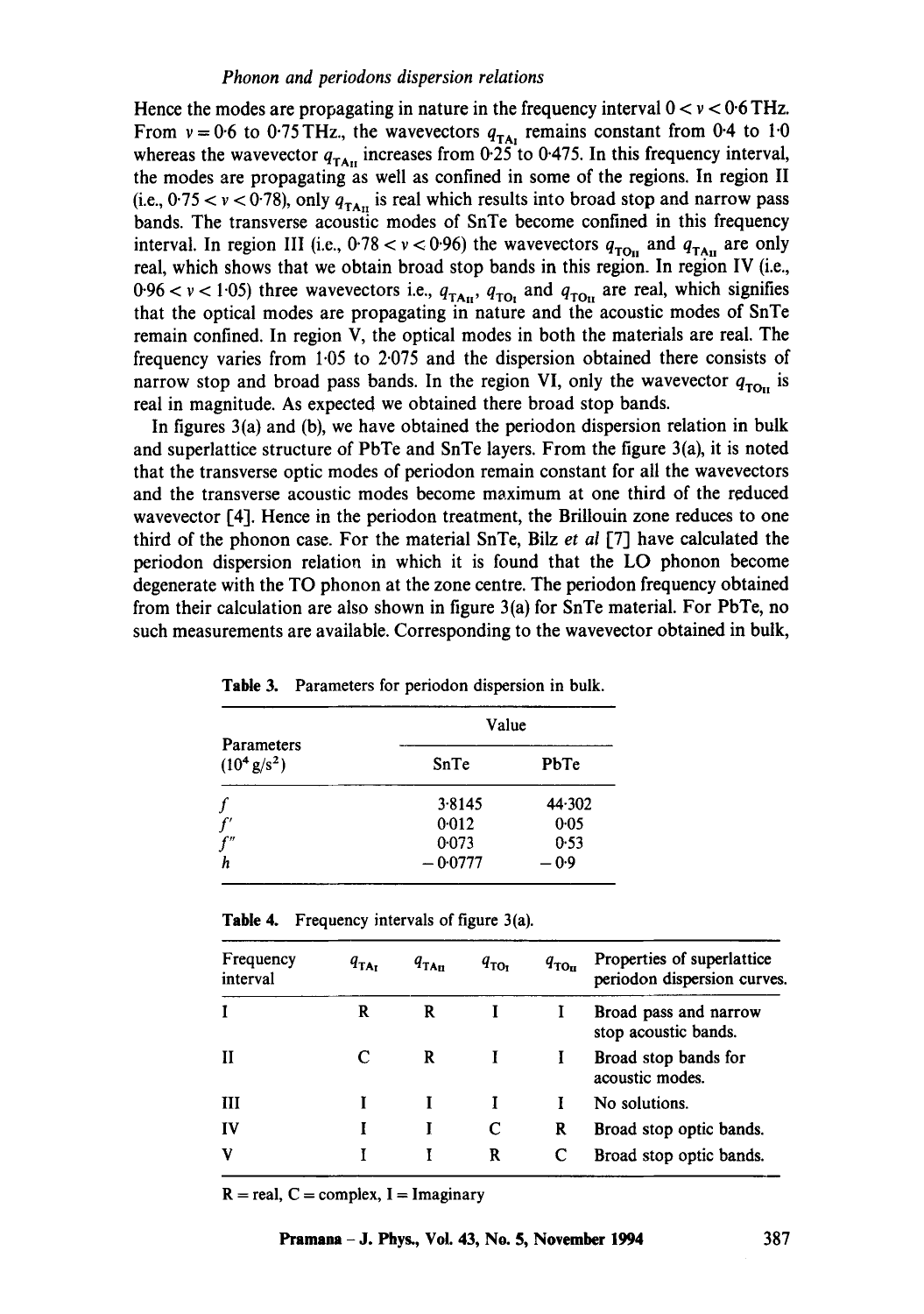Hence the modes are propagating in nature in the frequency interval $0 < \nu < 0.6$ THz. From $\nu = 0.6$ to $0.75$ THz., the wavevectors $q_{TA_I}$ remains constant from 0.4 to 1.0 whereas the wavevector $q_{TA_{II}}$ increases from 0.25 to 0.475. In this frequency interval, the modes are propagating as well as confined in some of the regions. In region II (i.e., $0.75 < \nu < 0.78$), only $q_{TA_{II}}$ is real which results into broad stop and narrow pass bands. The transverse acoustic modes of SnTe become confined in this frequency interval. In region III (i.e., $0.78 < \nu < 0.96$) the wavevectors $q_{TO_{II}}$ and $q_{TA_{II}}$ are only real, which shows that we obtain broad stop bands in this region. In region IV (i.e., $0.96 < \nu < 1.05$) three wavevectors i.e., $q_{TA_{II}}$, $q_{TO_I}$ and $q_{TO_{II}}$ are real, which signifies that the optical modes are propagating in nature and the acoustic modes of SnTe remain confined. In region V, the optical modes in both the materials are real. The frequency varies from 1.05 to 2.075 and the dispersion obtained there consists of narrow stop and broad pass bands. In the region VI, only the wavevector $q_{TO_{II}}$ is real in magnitude. As expected we obtained there broad stop bands.

In figures 3(a) and (b), we have obtained the periodon dispersion relation in bulk and superlattice structure of PbTe and SnTe layers. From the figure 3(a), it is noted that the transverse optic modes of periodon remain constant for all the wavevectors and the transverse acoustic modes become maximum at one third of the reduced wavevector [4]. Hence in the periodon treatment, the Brillouin zone reduces to one third of the phonon case. For the material SnTe, Bilz *et al* [7] have calculated the periodon dispersion relation in which it is found that the LO phonon become degenerate with the TO phonon at the zone centre. The periodon frequency obtained from their calculation are also shown in figure 3(a) for SnTe material. For PbTe, no such measurements are available. Corresponding to the wavevector obtained in bulk,

**Table 3.** Parameters for periodon dispersion in bulk.

| Parameters ($10^4$ g/s$^2$) | Value | |
|---|---|---|
| | SnTe | PbTe |
| $f$ | 3.8145 | 44.302 |
| $f'$ | 0.012 | 0.05 |
| $f''$ | 0.073 | 0.53 |
| $h$ | −0.0777 | −0.9 |

**Table 4.** Frequency intervals of figure 3(a).

| Frequency interval | $q_{TA_I}$ | $q_{TA_{II}}$ | $q_{TO_I}$ | $q_{TO_{II}}$ | Properties of superlattice periodon dispersion curves. |
|---|---|---|---|---|---|
| I | R | R | I | I | Broad pass and narrow stop acoustic bands. |
| II | C | R | I | I | Broad stop bands for acoustic modes. |
| III | I | I | I | I | No solutions. |
| IV | I | I | C | R | Broad stop optic bands. |
| V | I | I | R | C | Broad stop optic bands. |

R = real, C = complex, I = Imaginary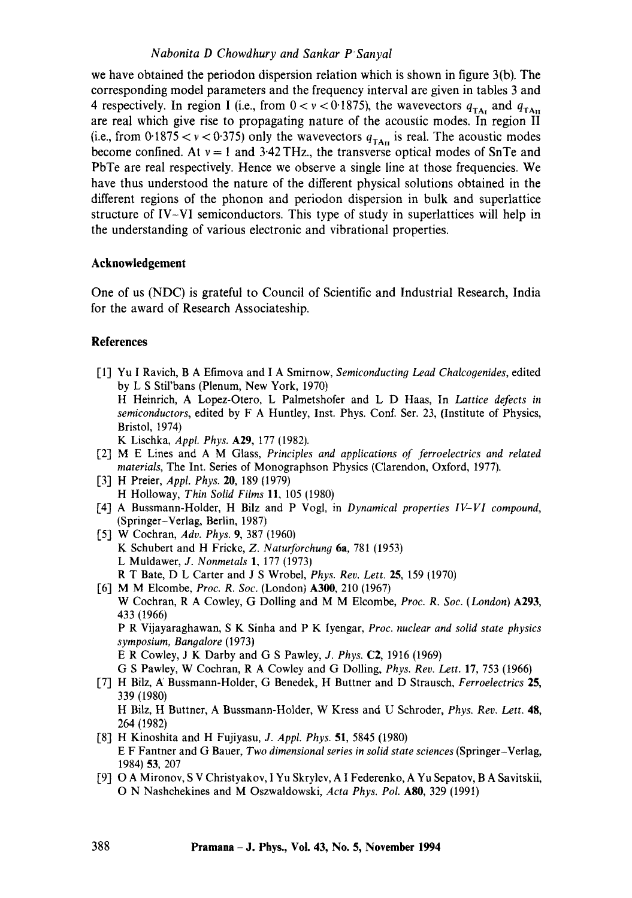we have obtained the periodon dispersion relation which is shown in figure 3(b). The corresponding model parameters and the frequency interval are given in tables 3 and 4 respectively. In region I (i.e., from $0 < \nu < 0{\cdot}1875$), the wavevectors $q_{TA_I}$ and $q_{TA_{II}}$ are real which give rise to propagating nature of the acoustic modes. In region II (i.e., from $0{\cdot}1875 < \nu < 0{\cdot}375$) only the wavevectors $q_{TA_{II}}$ is real. The acoustic modes become confined. At $\nu = 1$ and 3·42 THz., the transverse optical modes of SnTe and PbTe are real respectively. Hence we observe a single line at those frequencies. We have thus understood the nature of the different physical solutions obtained in the different regions of the phonon and periodon dispersion in bulk and superlattice structure of IV–VI semiconductors. This type of study in superlattices will help in the understanding of various electronic and vibrational properties.

## Acknowledgement

One of us (NDC) is grateful to Council of Scientific and Industrial Research, India for the award of Research Associateship.

## References

[1] Yu I Ravich, B A Efimova and I A Smirnow, *Semiconducting Lead Chalcogenides*, edited by L S Stil'bans (Plenum, New York, 1970)
H Heinrich, A Lopez-Otero, L Palmetshofer and L D Haas, In *Lattice defects in semiconductors*, edited by F A Huntley, Inst. Phys. Conf. Ser. 23, (Institute of Physics, Bristol, 1974)
K Lischka, *Appl. Phys.* **A29**, 177 (1982).

[2] M E Lines and A M Glass, *Principles and applications of ferroelectrics and related materials*, The Int. Series of Monographson Physics (Clarendon, Oxford, 1977).

[3] H Preier, *Appl. Phys.* **20**, 189 (1979)
H Holloway, *Thin Solid Films* **11**, 105 (1980)

[4] A Bussmann-Holder, H Bilz and P Vogl, in *Dynamical properties IV–VI compound*, (Springer–Verlag, Berlin, 1987)

[5] W Cochran, *Adv. Phys.* **9**, 387 (1960)
K Schubert and H Fricke, *Z. Naturforchung* **6a**, 781 (1953)
L Muldawer, *J. Nonmetals* **1**, 177 (1973)
R T Bate, D L Carter and J S Wrobel, *Phys. Rev. Lett.* **25**, 159 (1970)

[6] M M Elcombe, *Proc. R. Soc.* (London) **A300**, 210 (1967)
W Cochran, R A Cowley, G Dolling and M M Elcombe, *Proc. R. Soc. (London)* **A293**, 433 (1966)
P R Vijayaraghawan, S K Sinha and P K Iyengar, *Proc. nuclear and solid state physics symposium, Bangalore* (1973)
E R Cowley, J K Darby and G S Pawley, *J. Phys.* **C2**, 1916 (1969)
G S Pawley, W Cochran, R A Cowley and G Dolling, *Phys. Rev. Lett.* **17**, 753 (1966)

[7] H Bilz, A Bussmann-Holder, G Benedek, H Buttner and D Strausch, *Ferroelectrics* **25**, 339 (1980)
H Bilz, H Buttner, A Bussmann-Holder, W Kress and U Schroder, *Phys. Rev. Lett.* **48**, 264 (1982)

[8] H Kinoshita and H Fujiyasu, *J. Appl. Phys.* **51**, 5845 (1980)
E F Fantner and G Bauer, *Two dimensional series in solid state sciences* (Springer–Verlag, 1984) **53**, 207

[9] O A Mironov, S V Christyakov, I Yu Skrylev, A I Federenko, A Yu Sepatov, B A Savitskii, O N Nashchekines and M Oszwaldowski, *Acta Phys. Pol.* **A80**, 329 (1991)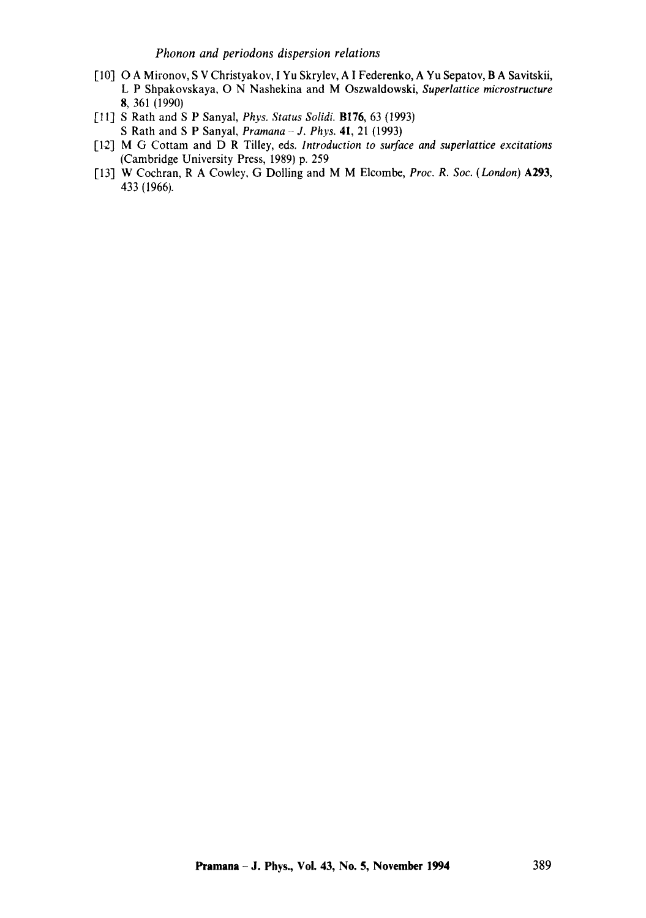[10] O A Mironov, S V Christyakov, I Yu Skrylev, A I Federenko, A Yu Sepatov, B A Savitskii, L P Shpakovskaya, O N Nashekina and M Oszwaldowski, *Superlattice microstructure* **8**, 361 (1990)

[11] S Rath and S P Sanyal, *Phys. Status Solidi.* **B176**, 63 (1993)
S Rath and S P Sanyal, *Pramana – J. Phys.* **41**, 21 (1993)

[12] M G Cottam and D R Tilley, eds. *Introduction to surface and superlattice excitations* (Cambridge University Press, 1989) p. 259

[13] W Cochran, R A Cowley, G Dolling and M M Elcombe, *Proc. R. Soc. (London)* **A293**, 433 (1966).